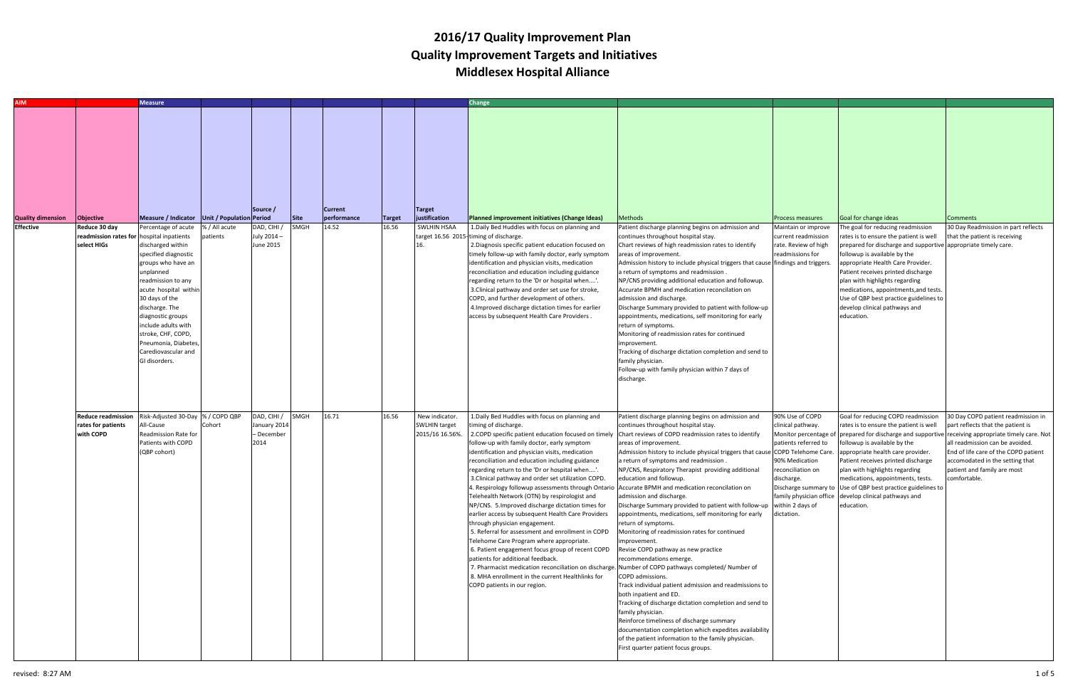# 2016/17 Quality Improvement Plan
## Quality Improvement Targets and Initiatives
## Middlesex Hospital Alliance

| AIM | | Measure | | | | | | | Change | | | | |
|---|---|---|---|---|---|---|---|---|---|---|---|---|---|
| Quality dimension | Objective | Measure / Indicator | Unit / Population | Source / Period | Site | Current performance | Target | Target justification | Planned improvement initiatives (Change Ideas) | Methods | Process measures | Goal for change ideas | Comments |
| Effective | Reduce 30 day readmission rates for select HIGs | Percentage of acute hospital inpatients discharged within specified diagnostic groups who have an unplanned readmission to any acute hospital within 30 days of the discharge. The diagnostic groups include adults with stroke, CHF, COPD, Pneumonia, Diabetes, Carediovascular and GI disorders. | % / All acute patients | DAD, CIHI / July 2014 – June 2015 | SMGH | 14.52 | 16.56 | SWLHIN HSAA target 16.56 2015-16. | 1.Daily Bed Huddles with focus on planning and timing of discharge.<br>2.Diagnosis specific patient education focused on timely follow-up with family doctor, early symptom identification and physician visits, medication reconciliation and education including guidance regarding return to the 'Dr or hospital when....'.<br>3.Clinical pathway and order set use for stroke, COPD, and further development of others.<br>4.Improved discharge dictation times for earlier access by subsequent Health Care Providers . | Patient discharge planning begins on admission and continues throughout hospital stay.<br>Chart reviews of high readmission rates to identify areas of improvement.<br>Admission history to include physical triggers that cause a return of symptoms and readmission .<br>NP/CNS providing additional education and followup.<br>Accurate BPMH and medication reconcilation on admission and discharge.<br>Discharge Summary provided to patient with follow-up appointments, medications, self monitoring for early return of symptoms.<br>Monitoring of readmission rates for continued improvement.<br>Tracking of discharge dictation completion and send to family physician.<br>Follow-up with family physician within 7 days of discharge. | Maintain or improve current readmission rate. Review of high readmissions for findings and triggers. | The goal for reducing readmission rates is to ensure the patient is well prepared for discharge and supportive followup is available by the appropriate Health Care Provider. Patient receives printed discharge plan with highlights regarding medications, appointments,and tests. Use of QBP best practice guidelines to develop clinical pathways and education. | 30 Day Readmission in part reflects that the patient is receiving appropriate timely care. |
| | Reduce readmission rates for patients with COPD | Risk-Adjusted 30-Day All-Cause Readmission Rate for Patients with COPD (QBP cohort) | % / COPD QBP Cohort | DAD, CIHI / January 2014 – December 2014 | SMGH | 16.71 | 16.56 | New indicator. SWLHIN target 2015/16 16.56%. | 1.Daily Bed Huddles with focus on planning and timing of discharge.<br>2.COPD specific patient education focused on timely follow-up with family doctor, early symptom identification and physician visits, medication reconciliation and education including guidance regarding return to the 'Dr or hospital when....'.<br>3.Clinical pathway and order set utilization COPD.<br>4. Respirology followup assessments through Ontario Telehealth Network (OTN) by respirologist and NP/CNS. 5.Improved discharge dictation times for earlier access by subsequent Health Care Providers through physician engagement.<br>5. Referral for assessment and enrollment in COPD Telehome Care Program where appropriate.<br>6. Patient engagement focus group of recent COPD patients for additional feedback.<br>7. Pharmacist medication reconciliation on discharge.<br>8. MHA enrollment in the current Healthlinks for COPD patients in our region. | Patient discharge planning begins on admission and continues throughout hospital stay.<br>Chart reviews of COPD readmission rates to identify areas of improvement.<br>Admission history to include physical triggers that cause a return of symptoms and readmission .<br>NP/CNS, Respiratory Therapist providing additional education and followup.<br>Accurate BPMH and medication reconcilation on admission and discharge.<br>Discharge Summary provided to patient with follow-up appointments, medications, self monitoring for early return of symptoms.<br>Monitoring of readmission rates for continued improvement.<br>Revise COPD pathway as new practice recommendations emerge.<br>Number of COPD pathways completed/ Number of COPD admissions.<br>Track individual patient admission and readmissions to both inpatient and ED.<br>Tracking of discharge dictation completion and send to family physician.<br>Reinforce timeliness of discharge summary documentation completion which expedites availability of the patient information to the family physician.<br>First quarter patient focus groups. | 90% Use of COPD clinical pathway.<br>Monitor percentage of patients referred to COPD Telehome Care.<br>90% Medication reconciliation on discharge.<br>Discharge summary to family physician office within 2 days of dictation. | Goal for reducing COPD readmission rates is to ensure the patient is well prepared for discharge and supportive followup is available by the appropriate health care provider. Patient receives printed discharge plan with highlights regarding medications, appointments, tests. Use of QBP best practice guidelines to develop clinical pathways and education. | 30 Day COPD patient readmission in part reflects that the patient is receiving appropriate timely care. Not all readmission can be avoided. End of life care of the COPD patient accomodated in the setting that patient and family are most comfortable. |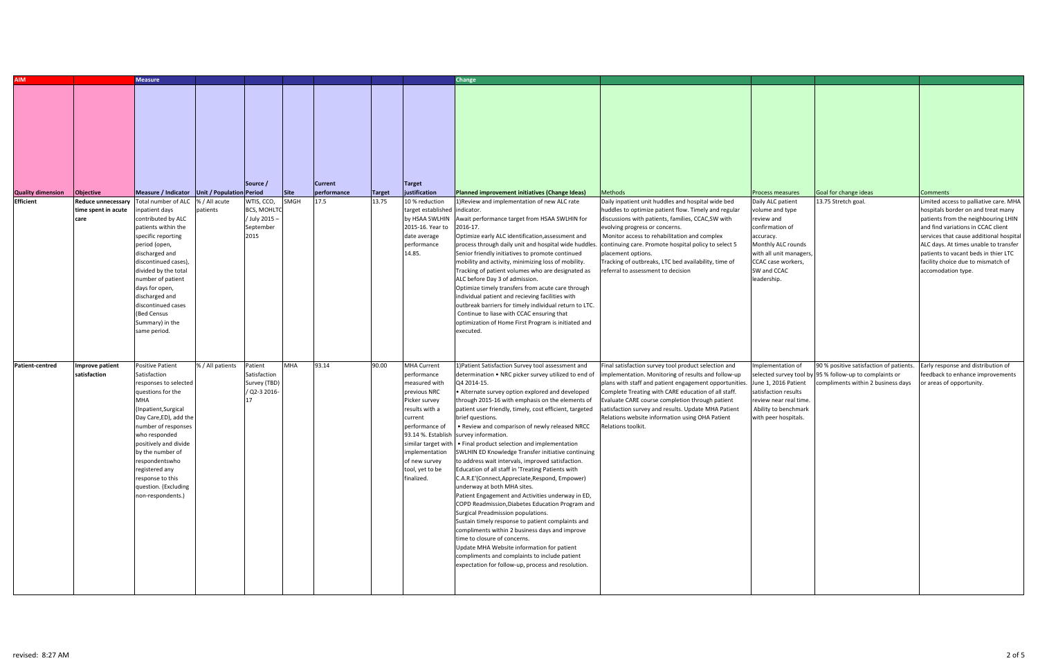| AIM | | Measure | | | | | | | Change | | | | |
|---|---|---|---|---|---|---|---|---|---|---|---|---|---|
| Quality dimension | Objective | Measure / Indicator | Unit / Population | Source / Period | Site | Current performance | Target | Target justification | Planned improvement initiatives (Change Ideas) | Methods | Process measures | Goal for change ideas | Comments |
| Efficient | Reduce unnecessary time spent in acute care | Total number of ALC inpatient days contributed by ALC patients within the specific reporting period (open, discharged and discontinued cases), divided by the total number of patient days for open, discharged and discontinued cases (Bed Census Summary) in the same period. | % / All acute patients | WTIS, CCO, BCS, MOHLTC / July 2015 – September 2015 | SMGH | 17.5 | 13.75 | 10 % reduction target established by HSAA SWLHIN 2015-16. Year to date average performance 14.85. | 1)Review and implementation of new ALC rate indicator. Await performance target from HSAA SWLHIN for 2016-17. Optimize early ALC identification,assessment and process through daily unit and hospital wide huddles. Senior friendly initiatives to promote continued mobility and activity, minimizing loss of mobility. Tracking of patient volumes who are designated as ALC before Day 3 of admission. Optimize timely transfers from acute care through individual patient and recieving facilities with outbreak barriers for timely individual return to LTC. Continue to liase with CCAC ensuring that optimization of Home First Program is initiated and executed. | Daily inpatient unit huddles and hospital wide bed huddles to optimize patient flow. Timely and regular discussions with patients, families, CCAC,SW with evolving progress or concerns. Monitor access to rehabilitation and complex continuing care. Promote hospital policy to select 5 placement options. Tracking of outbreaks, LTC bed availability, time of referral to assessment to decision | Daily ALC patient volume and type review and confirmation of accuracy. Monthly ALC rounds with all unit managers, CCAC case workers, SW and CCAC leadership. | 13.75 Stretch goal. | Limited access to palliative care. MHA hospitals border on and treat many patients from the neighbouring LHIN and find variations in CCAC client services that cause additional hospital ALC days. At times unable to transfer patients to vacant beds in thier LTC facility choice due to mismatch of accomodation type. |
| Patient-centred | Improve patient satisfaction | Positive Patient Satisfaction responses to selected questions for the MHA (Inpatient,Surgical Day Care,ED), add the number of responses who responded positively and divide by the number of respondentswho registered any response to this question. (Excluding non-respondents.) | % / All patients | Patient Satisfaction Survey (TBD) / Q2-3 2016-17 | MHA | 93.14 | 90.00 | MHA Current performance measured with previous NRC Picker survey results with a current performance of 93.14 %. Establish similar target with implementation of new survey tool, yet to be finalized. | 1)Patient Satisfaction Survey tool assessment and determination • NRC picker survey utilized to end of Q4 2014-15. • Alternate survey option explored and developed through 2015-16 with emphasis on the elements of patient user friendly, timely, cost efficient, targeted brief questions. • Review and comparison of newly released NRCC survey information. • Final product selection and implementation SWLHIN ED Knowledge Transfer initiative continuing to address wait intervals, improved satisfaction. Education of all staff in 'Treating Patients with C.A.R.E'(Connect,Appreciate,Respond, Empower) underway at both MHA sites. Patient Engagement and Activities underway in ED, COPD Readmission,Diabetes Education Program and Surgical Preadmission populations. Sustain timely response to patient complaints and compliments within 2 business days and improve time to closure of concerns. Update MHA Website information for patient compliments and complaints to include patient expectation for follow-up, process and resolution. | Final satisfaction survey tool product selection and implementation. Monitoring of results and follow-up plans with staff and patient engagement opportunities. Complete Treating with CARE education of all staff. Evaluate CARE course completion through patient satisfaction survey and results. Update MHA Patient Relations website information using OHA Patient Relations toolkit. | Implementation of selected survey tool by June 1, 2016 Patient satisfaction results review near real time. Ability to benchmark with peer hospitals. | 90 % positive satisfaction of patients. 95 % follow-up to complaints or compliments within 2 business days | Early response and distribution of feedback to enhance improvements or areas of opportunity. |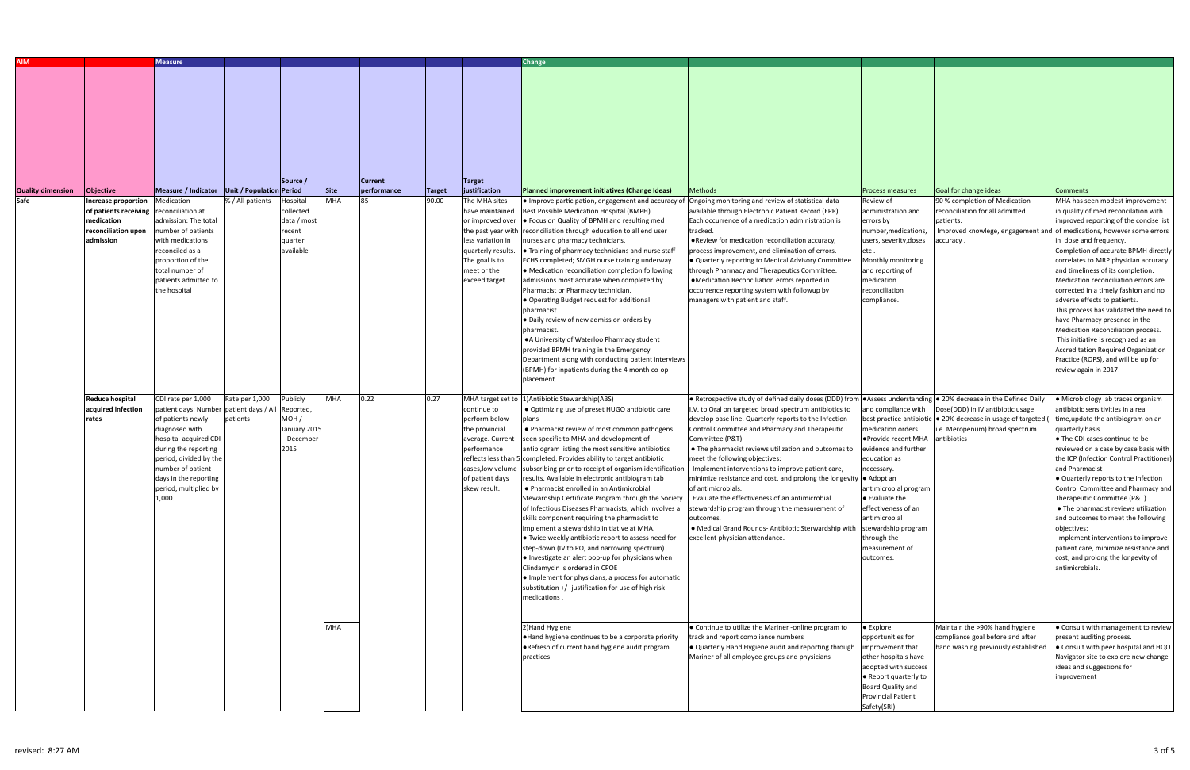| AIM | | Measure | | | | | | | Change | | | | |
|---|---|---|---|---|---|---|---|---|---|---|---|---|---|
| Quality dimension | Objective | Measure / Indicator | Unit / Population | Source / Period | Site | Current performance | Target | Target justification | Planned improvement initiatives (Change Ideas) | Methods | Process measures | Goal for change ideas | Comments |
| Safe | Increase proportion of patients receiving medication reconciliation upon admission | Medication reconciliation at admission: The total number of patients with medications reconciled as a proportion of the total number of patients admitted to the hospital | % / All patients | Hospital collected data / most recent quarter available | MHA | 85 | 90.00 | The MHA sites have maintained or improved over the past year with less variation in quarterly results. The goal is to meet or exceed target. | • Improve participation, engagement and accuracy of Best Possible Medication Hospital (BPMH). • Focus on Quality of BPMH and resulting med reconciliation through education to all end user nurses and pharmacy technicians. • Training of pharmacy technicians and nurse staff FCHS completed; SMGH nurse training underway. • Medication reconciliation completion following admissions most accurate when completed by Pharmacist or Pharmacy technician. • Operating Budget request for additional pharmacist. • Daily review of new admission orders by pharmacist. •A University of Waterloo Pharmacy student provided BPMH training in the Emergency Department along with conducting patient interviews (BPMH) for inpatients during the 4 month co-op placement. | Ongoing monitoring and review of statistical data available through Electronic Patient Record (EPR). Each occurrence of a medication administration is tracked. •Review for medication reconciliation accuracy, process improvement, and elimination of errors. • Quarterly reporting to Medical Advisory Committee through Pharmacy and Therapeutics Committee. •Medication Reconciliation errors reported in occurrence reporting system with followup by managers with patient and staff. | Review of administration and errors by number,medications, users, severity,doses etc . Monthly monitoring and reporting of medication reconciliation compliance. | 90 % completion of Medication reconciliation for all admitted patients. Improved knowlege, engagement and accuracy . | MHA has seen modest improvement in quality of med reconciliation with improved reporting of the concise list of medications, however some errors in dose and frequency. Completion of accurate BPMH directly correlates to MRP physician accuracy and timeliness of its completion. Medication reconciliation errors are corrected in a timely fashion and no adverse effects to patients. This process has validated the need to have Pharmacy presence in the Medication Reconciliation process. This initiative is recognized as an Accreditation Required Organization Practice (ROPS), and will be up for review again in 2017. |
| | Reduce hospital acquired infection rates | CDI rate per 1,000 patient days: Number of patients newly diagnosed with hospital-acquired CDI during the reporting period, divided by the number of patient days in the reporting period, multiplied by 1,000. | Rate per 1,000 patient days / All patients | Publicly Reported, MOH / January 2015 – December 2015 | MHA | 0.22 | 0.27 | MHA target set to continue to perform below the provincial average. Current performance reflects less than 5 cases,low volume of patient days skew result. | 1)Antibiotic Stewardship(ABS) • Optimizing use of preset HUGO antibiotic care plans • Pharmacist review of most common pathogens seen specific to MHA and development of antibiogram listing the most sensitive antibiotics completed. Provides ability to target antibiotic subscribing prior to receipt of organism identification results. Available in electronic antibiogram tab • Pharmacist enrolled in an Antimicrobial Stewardship Certificate Program through the Society of Infectious Diseases Pharmacists, which involves a skills component requiring the pharmacist to implement a stewardship initiative at MHA. • Twice weekly antibiotic report to assess need for step-down (IV to PO, and narrowing spectrum) • Investigate an alert pop-up for physicians when Clindamycin is ordered in CPOE • Implement for physicians, a process for automatic substitution +/- justification for use of high risk medications . | • Retrospective study of defined daily doses (DDD) from I.V. to Oral on targeted broad spectrum antibiotics to develop base line. Quarterly reports to the Infection Control Committee and Pharmacy and Therapeutic Committee (P&T) • The pharmacist reviews utilization and outcomes to meet the following objectives: Implement interventions to improve patient care, minimize resistance and cost, and prolong the longevity of antimicrobials. Evaluate the effectiveness of an antimicrobial stewardship program through the measurement of outcomes. • Medical Grand Rounds- Antibiotic Sterwardship with excellent physician attendance. | •Assess understanding and compliance with best practice antibiotic medication orders •Provide recent MHA evidence and further education as necessary. • Adopt an antimicrobial program • Evaluate the effectiveness of an antimicrobial stewardship program through the measurement of outcomes. | • 20% decrease in the Defined Daily Dose(DDD) in IV antibiotic usage • 20% decrease in usage of targeted ( i.e. Meropenum) broad spectrum antibiotics | • Microbiology lab traces organism antibiotic sensitivities in a real time,update the antibiogram on an quarterly basis. • The CDI cases continue to be reviewed on a case by case basis with the ICP (Infection Control Practitioner) and Pharmacist • Quarterly reports to the Infection Control Committee and Pharmacy and Therapeutic Committee (P&T) • The pharmacist reviews utilization and outcomes to meet the following objectives: Implement interventions to improve patient care, minimize resistance and cost, and prolong the longevity of antimicrobials. |
| | | | | | MHA | | | | 2)Hand Hygiene •Hand hygiene continues to be a corporate priority •Refresh of current hand hygiene audit program practices | • Continue to utilize the Mariner -online program to track and report compliance numbers • Quarterly Hand Hygiene audit and reporting through Mariner of all employee groups and physicians | • Explore opportunities for improvement that other hospitals have adopted with success • Report quarterly to Board Quality and Provincial Patient Safety(SRI) | Maintain the >90% hand hygiene compliance goal before and after hand washing previously established | • Consult with management to review present auditing process. • Consult with peer hospital and HQO Navigator site to explore new change ideas and suggestions for improvement |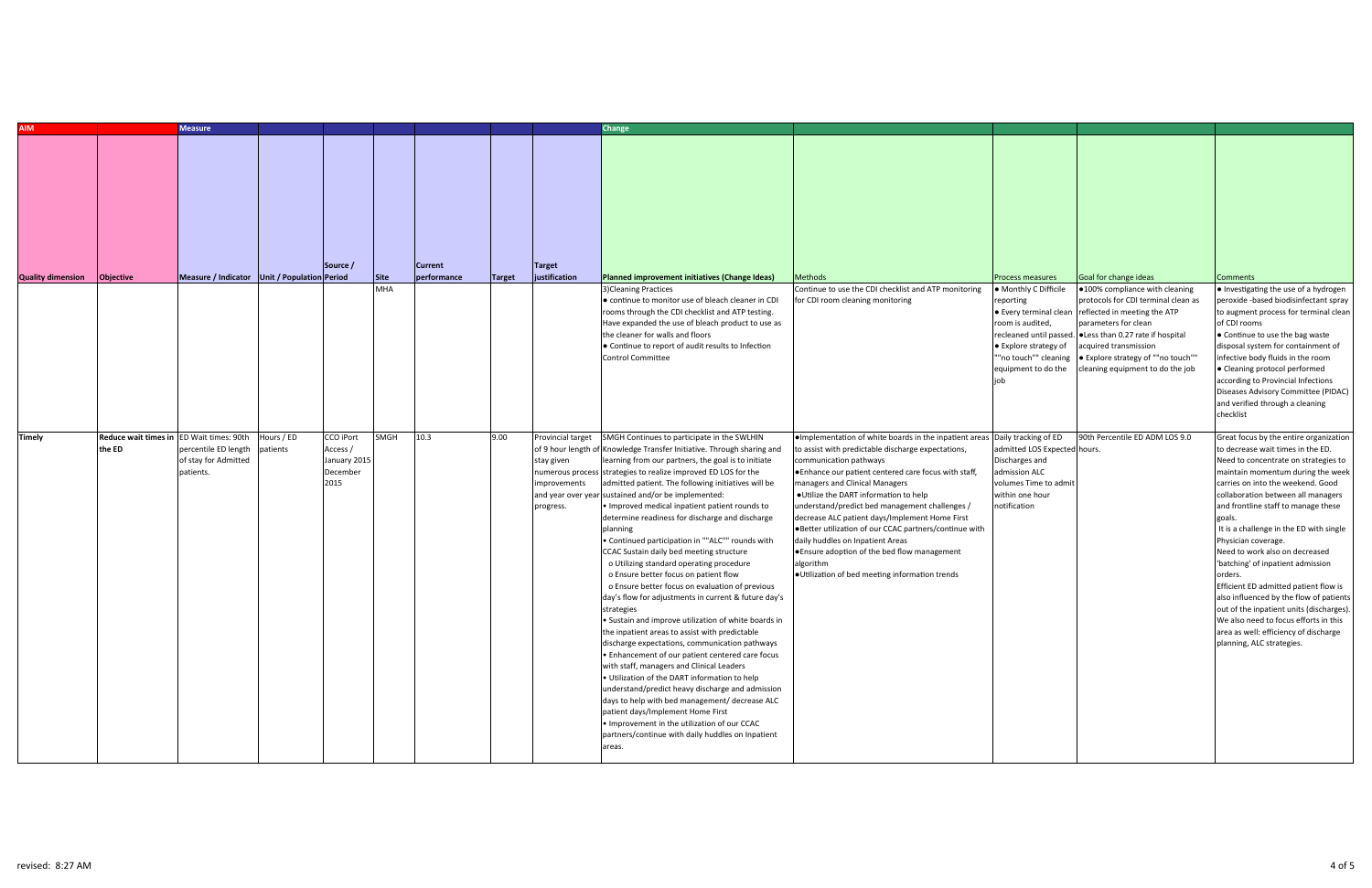| AIM | | Measure | | | | | | | Change | | | | |
|---|---|---|---|---|---|---|---|---|---|---|---|---|---|
| Quality dimension | Objective | Measure / Indicator | Unit / Population | Source / Period | Site | Current performance | Target | Target justification | Planned improvement initiatives (Change Ideas) | Methods | Process measures | Goal for change ideas | Comments |
| | | | | | MHA | | | | 3)Cleaning Practices<br>• continue to monitor use of bleach cleaner in CDI rooms through the CDI checklist and ATP testing. Have expanded the use of bleach product to use as the cleaner for walls and floors<br>• Continue to report of audit results to Infection Control Committee | Continue to use the CDI checklist and ATP monitoring for CDI room cleaning monitoring | • Monthly C Difficile reporting<br>• Every terminal clean room is audited, recleaned until passed.<br>• Explore strategy of ""no touch"" cleaning equipment to do the job | •100% compliance with cleaning protocols for CDI terminal clean as reflected in meeting the ATP parameters for clean<br>•Less than 0.27 rate if hospital acquired transmission<br>• Explore strategy of ""no touch"" cleaning equipment to do the job | • Investigating the use of a hydrogen peroxide -based biodisinfectant spray to augment process for terminal clean of CDI rooms<br>• Continue to use the bag waste disposal system for containment of infective body fluids in the room<br>• Cleaning protocol performed according to Provincial Infections Diseases Advisory Committee (PIDAC) and verified through a cleaning checklist |
| Timely | Reduce wait times in the ED | ED Wait times: 90th percentile ED length of stay for Admitted patients. | Hours / ED patients | CCO iPort Access / January 2015 December 2015 | SMGH | 10.3 | 9.00 | Provincial target of 9 hour length of stay given numerous process improvements and year over year progress. | SMGH Continues to participate in the SWLHIN Knowledge Transfer Initiative. Through sharing and learning from our partners, the goal is to initiate strategies to realize improved ED LOS for the admitted patient. The following initiatives will be sustained and/or be implemented:<br>• Improved medical inpatient patient rounds to determine readiness for discharge and discharge planning<br>• Continued participation in ""ALC"" rounds with CCAC Sustain daily bed meeting structure<br>o Utilizing standard operating procedure<br>o Ensure better focus on patient flow<br>o Ensure better focus on evaluation of previous day's flow for adjustments in current & future day's strategies<br>• Sustain and improve utilization of white boards in the inpatient areas to assist with predictable discharge expectations, communication pathways<br>• Enhancement of our patient centered care focus with staff, managers and Clinical Leaders<br>• Utilization of the DART information to help understand/predict heavy discharge and admission days to help with bed management/ decrease ALC patient days/Implement Home First<br>• Improvement in the utilization of our CCAC partners/continue with daily huddles on Inpatient areas. | •Implementation of white boards in the inpatient areas to assist with predictable discharge expectations, communication pathways<br>•Enhance our patient centered care focus with staff, managers and Clinical Managers<br>•Utilize the DART information to help understand/predict bed management challenges / decrease ALC patient days/Implement Home First<br>•Better utilization of our CCAC partners/continue with daily huddles on Inpatient Areas<br>•Ensure adoption of the bed flow management algorithm<br>•Utilization of bed meeting information trends | Daily tracking of ED admitted LOS Expected Discharges and admission ALC volumes Time to admit within one hour notification | 90th Percentile ED ADM LOS 9.0 hours. | Great focus by the entire organization to decrease wait times in the ED. Need to concentrate on strategies to maintain momentum during the week carries on into the weekend. Good collaboration between all managers and frontline staff to manage these goals.<br>It is a challenge in the ED with single Physician coverage.<br>Need to work also on decreased 'batching' of inpatient admission orders.<br>Efficient ED admitted patient flow is also influenced by the flow of patients out of the inpatient units (discharges). We also need to focus efforts in this area as well: efficiency of discharge planning, ALC strategies. |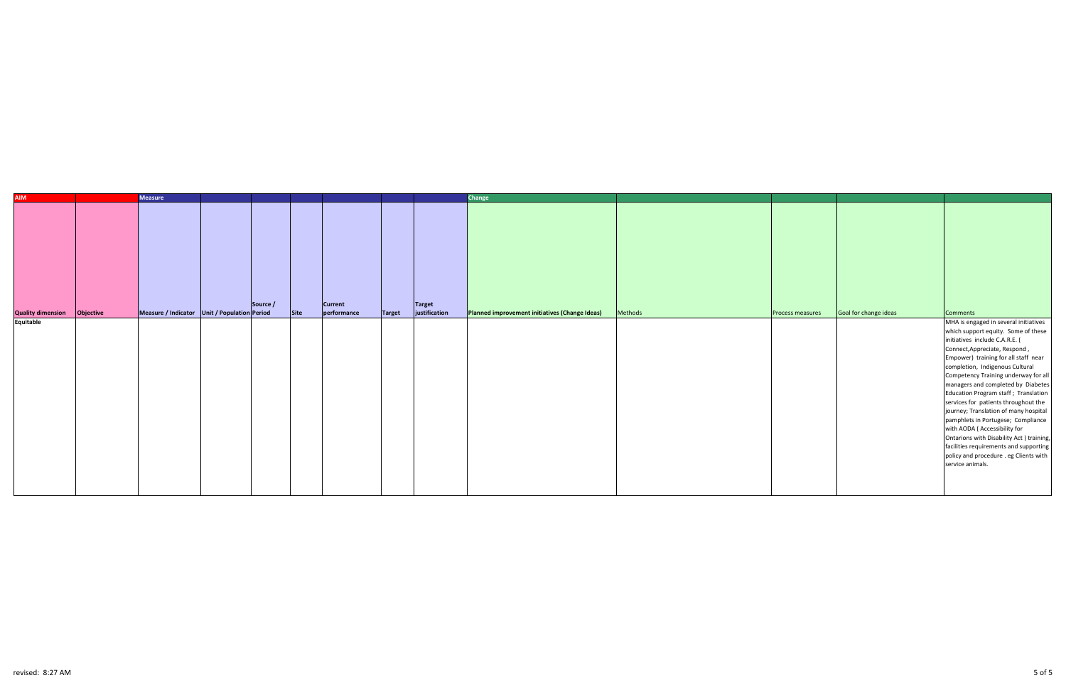| AIM | | Measure | | | | | | | Change | | | | |
|---|---|---|---|---|---|---|---|---|---|---|---|---|---|
| Quality dimension | Objective | Measure / Indicator | Unit / Population | Source / Period | Site | Current performance | Target | Target justification | Planned improvement initiatives (Change Ideas) | Methods | Process measures | Goal for change ideas | Comments |
| Equitable | | | | | | | | | | | | | MHA is engaged in several initiatives which support equity. Some of these initiatives include C.A.R.E. ( Connect,Appreciate, Respond , Empower) training for all staff near completion, Indigenous Cultural Competency Training underway for all managers and completed by Diabetes Education Program staff ; Translation services for patients throughout the journey; Translation of many hospital pamphlets in Portugese; Compliance with AODA ( Accessibility for Ontarions with Disability Act ) training, facilities requirements and supporting policy and procedure . eg Clients with service animals. |

revised: 8:27 AM